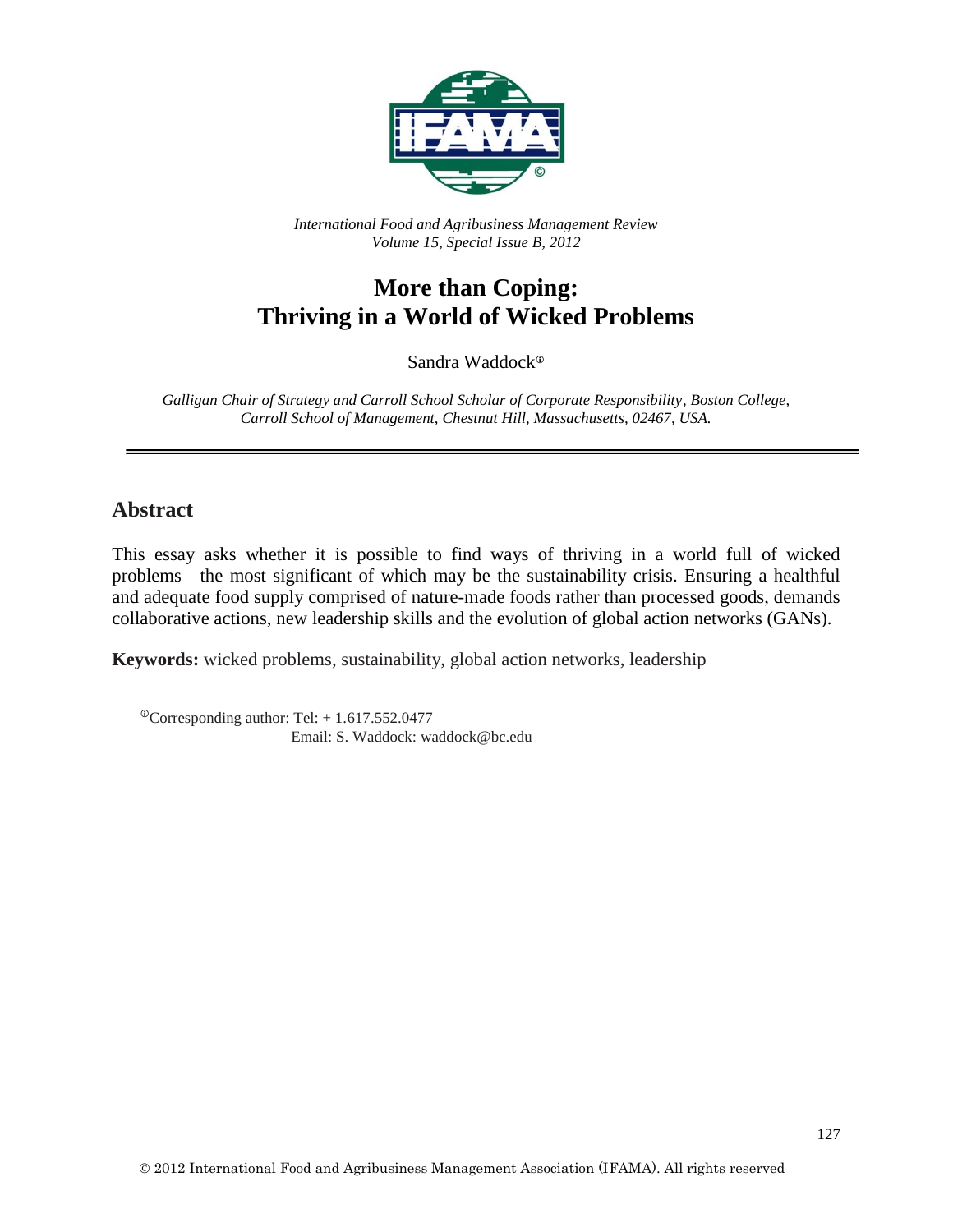*International Food and Agribusiness Management Review*
*Volume 15, Special Issue B, 2012*

# More than Coping: Thriving in a World of Wicked Problems

Sandra Waddock[①]

*Galligan Chair of Strategy and Carroll School Scholar of Corporate Responsibility, Boston College, Carroll School of Management, Chestnut Hill, Massachusetts, 02467, USA.*

---

## Abstract

This essay asks whether it is possible to find ways of thriving in a world full of wicked problems—the most significant of which may be the sustainability crisis. Ensuring a healthful and adequate food supply comprised of nature-made foods rather than processed goods, demands collaborative actions, new leadership skills and the evolution of global action networks (GANs).

**Keywords:** wicked problems, sustainability, global action networks, leadership

[①]Corresponding author: Tel: + 1.617.552.0477
Email: S. Waddock: waddock@bc.edu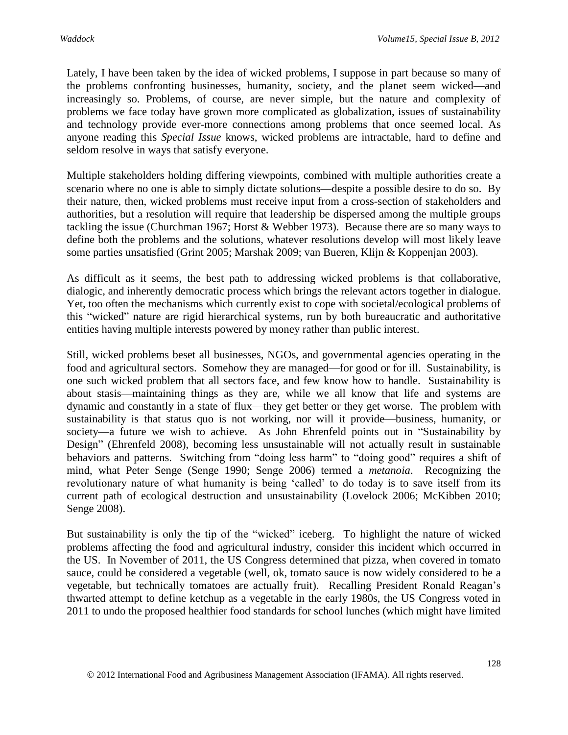Lately, I have been taken by the idea of wicked problems, I suppose in part because so many of the problems confronting businesses, humanity, society, and the planet seem wicked—and increasingly so. Problems, of course, are never simple, but the nature and complexity of problems we face today have grown more complicated as globalization, issues of sustainability and technology provide ever-more connections among problems that once seemed local. As anyone reading this *Special Issue* knows, wicked problems are intractable, hard to define and seldom resolve in ways that satisfy everyone.

Multiple stakeholders holding differing viewpoints, combined with multiple authorities create a scenario where no one is able to simply dictate solutions—despite a possible desire to do so. By their nature, then, wicked problems must receive input from a cross-section of stakeholders and authorities, but a resolution will require that leadership be dispersed among the multiple groups tackling the issue (Churchman 1967; Horst & Webber 1973). Because there are so many ways to define both the problems and the solutions, whatever resolutions develop will most likely leave some parties unsatisfied (Grint 2005; Marshak 2009; van Bueren, Klijn & Koppenjan 2003).

As difficult as it seems, the best path to addressing wicked problems is that collaborative, dialogic, and inherently democratic process which brings the relevant actors together in dialogue. Yet, too often the mechanisms which currently exist to cope with societal/ecological problems of this "wicked" nature are rigid hierarchical systems, run by both bureaucratic and authoritative entities having multiple interests powered by money rather than public interest.

Still, wicked problems beset all businesses, NGOs, and governmental agencies operating in the food and agricultural sectors. Somehow they are managed—for good or for ill. Sustainability, is one such wicked problem that all sectors face, and few know how to handle. Sustainability is about stasis—maintaining things as they are, while we all know that life and systems are dynamic and constantly in a state of flux—they get better or they get worse. The problem with sustainability is that status quo is not working, nor will it provide—business, humanity, or society—a future we wish to achieve. As John Ehrenfeld points out in "Sustainability by Design" (Ehrenfeld 2008), becoming less unsustainable will not actually result in sustainable behaviors and patterns. Switching from "doing less harm" to "doing good" requires a shift of mind, what Peter Senge (Senge 1990; Senge 2006) termed a *metanoia*. Recognizing the revolutionary nature of what humanity is being 'called' to do today is to save itself from its current path of ecological destruction and unsustainability (Lovelock 2006; McKibben 2010; Senge 2008).

But sustainability is only the tip of the "wicked" iceberg. To highlight the nature of wicked problems affecting the food and agricultural industry, consider this incident which occurred in the US. In November of 2011, the US Congress determined that pizza, when covered in tomato sauce, could be considered a vegetable (well, ok, tomato sauce is now widely considered to be a vegetable, but technically tomatoes are actually fruit). Recalling President Ronald Reagan's thwarted attempt to define ketchup as a vegetable in the early 1980s, the US Congress voted in 2011 to undo the proposed healthier food standards for school lunches (which might have limited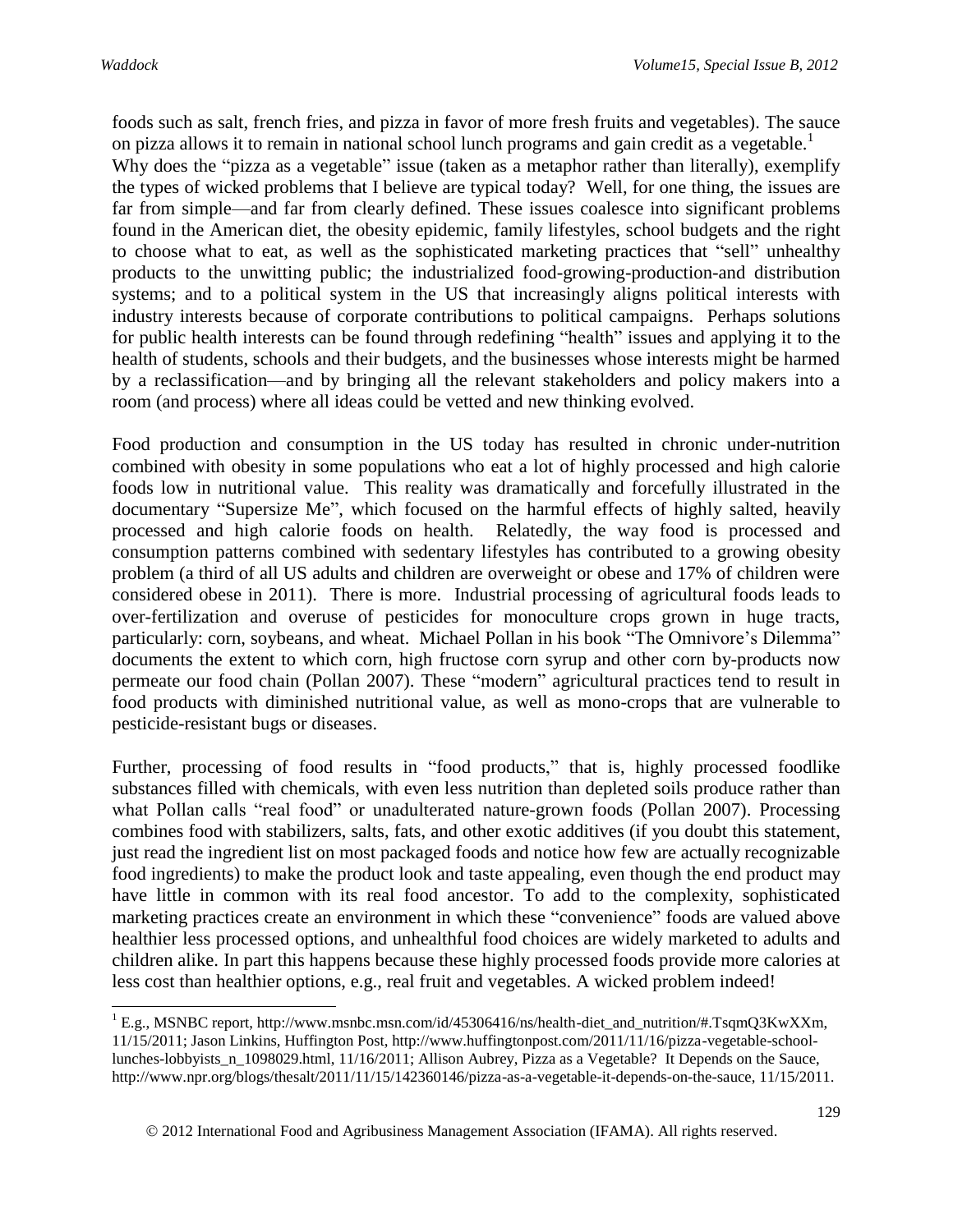foods such as salt, french fries, and pizza in favor of more fresh fruits and vegetables). The sauce on pizza allows it to remain in national school lunch programs and gain credit as a vegetable.[1]
Why does the "pizza as a vegetable" issue (taken as a metaphor rather than literally), exemplify the types of wicked problems that I believe are typical today? Well, for one thing, the issues are far from simple—and far from clearly defined. These issues coalesce into significant problems found in the American diet, the obesity epidemic, family lifestyles, school budgets and the right to choose what to eat, as well as the sophisticated marketing practices that "sell" unhealthy products to the unwitting public; the industrialized food-growing-production-and distribution systems; and to a political system in the US that increasingly aligns political interests with industry interests because of corporate contributions to political campaigns. Perhaps solutions for public health interests can be found through redefining "health" issues and applying it to the health of students, schools and their budgets, and the businesses whose interests might be harmed by a reclassification—and by bringing all the relevant stakeholders and policy makers into a room (and process) where all ideas could be vetted and new thinking evolved.

Food production and consumption in the US today has resulted in chronic under-nutrition combined with obesity in some populations who eat a lot of highly processed and high calorie foods low in nutritional value. This reality was dramatically and forcefully illustrated in the documentary "Supersize Me", which focused on the harmful effects of highly salted, heavily processed and high calorie foods on health. Relatedly, the way food is processed and consumption patterns combined with sedentary lifestyles has contributed to a growing obesity problem (a third of all US adults and children are overweight or obese and 17% of children were considered obese in 2011). There is more. Industrial processing of agricultural foods leads to over-fertilization and overuse of pesticides for monoculture crops grown in huge tracts, particularly: corn, soybeans, and wheat. Michael Pollan in his book "The Omnivore's Dilemma" documents the extent to which corn, high fructose corn syrup and other corn by-products now permeate our food chain (Pollan 2007). These "modern" agricultural practices tend to result in food products with diminished nutritional value, as well as mono-crops that are vulnerable to pesticide-resistant bugs or diseases.

Further, processing of food results in "food products," that is, highly processed foodlike substances filled with chemicals, with even less nutrition than depleted soils produce rather than what Pollan calls "real food" or unadulterated nature-grown foods (Pollan 2007). Processing combines food with stabilizers, salts, fats, and other exotic additives (if you doubt this statement, just read the ingredient list on most packaged foods and notice how few are actually recognizable food ingredients) to make the product look and taste appealing, even though the end product may have little in common with its real food ancestor. To add to the complexity, sophisticated marketing practices create an environment in which these "convenience" foods are valued above healthier less processed options, and unhealthful food choices are widely marketed to adults and children alike. In part this happens because these highly processed foods provide more calories at less cost than healthier options, e.g., real fruit and vegetables. A wicked problem indeed!

---

[1] E.g., MSNBC report, http://www.msnbc.msn.com/id/45306416/ns/health-diet_and_nutrition/#.TsqmQ3KwXXm, 11/15/2011; Jason Linkins, Huffington Post, http://www.huffingtonpost.com/2011/11/16/pizza-vegetable-school-lunches-lobbyists_n_1098029.html, 11/16/2011; Allison Aubrey, Pizza as a Vegetable? It Depends on the Sauce, http://www.npr.org/blogs/thesalt/2011/11/15/142360146/pizza-as-a-vegetable-it-depends-on-the-sauce, 11/15/2011.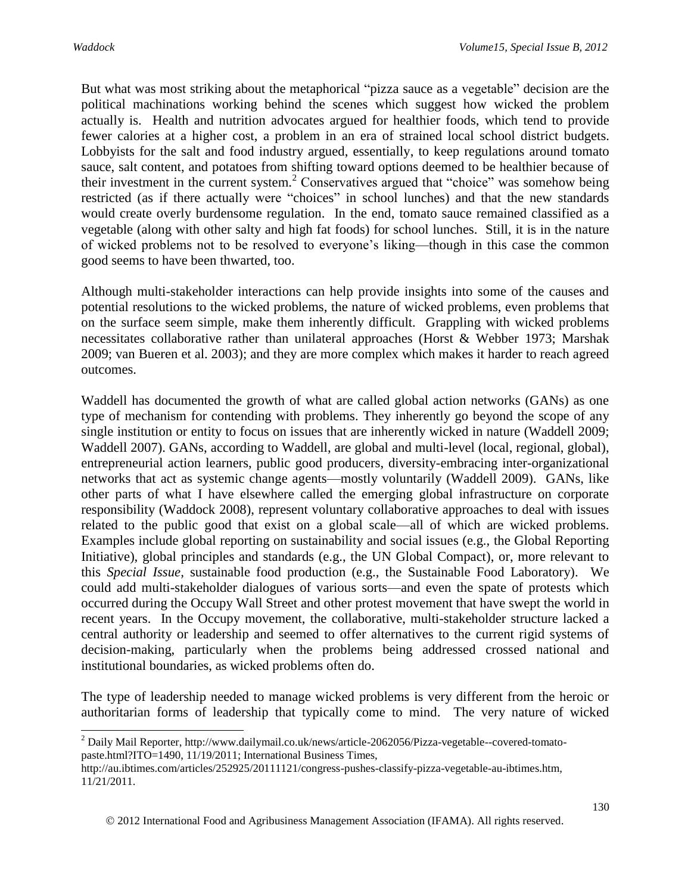But what was most striking about the metaphorical "pizza sauce as a vegetable" decision are the political machinations working behind the scenes which suggest how wicked the problem actually is. Health and nutrition advocates argued for healthier foods, which tend to provide fewer calories at a higher cost, a problem in an era of strained local school district budgets. Lobbyists for the salt and food industry argued, essentially, to keep regulations around tomato sauce, salt content, and potatoes from shifting toward options deemed to be healthier because of their investment in the current system.[2] Conservatives argued that "choice" was somehow being restricted (as if there actually were "choices" in school lunches) and that the new standards would create overly burdensome regulation. In the end, tomato sauce remained classified as a vegetable (along with other salty and high fat foods) for school lunches. Still, it is in the nature of wicked problems not to be resolved to everyone's liking—though in this case the common good seems to have been thwarted, too.

Although multi-stakeholder interactions can help provide insights into some of the causes and potential resolutions to the wicked problems, the nature of wicked problems, even problems that on the surface seem simple, make them inherently difficult. Grappling with wicked problems necessitates collaborative rather than unilateral approaches (Horst & Webber 1973; Marshak 2009; van Bueren et al. 2003); and they are more complex which makes it harder to reach agreed outcomes.

Waddell has documented the growth of what are called global action networks (GANs) as one type of mechanism for contending with problems. They inherently go beyond the scope of any single institution or entity to focus on issues that are inherently wicked in nature (Waddell 2009; Waddell 2007). GANs, according to Waddell, are global and multi-level (local, regional, global), entrepreneurial action learners, public good producers, diversity-embracing inter-organizational networks that act as systemic change agents—mostly voluntarily (Waddell 2009). GANs, like other parts of what I have elsewhere called the emerging global infrastructure on corporate responsibility (Waddock 2008), represent voluntary collaborative approaches to deal with issues related to the public good that exist on a global scale—all of which are wicked problems. Examples include global reporting on sustainability and social issues (e.g., the Global Reporting Initiative), global principles and standards (e.g., the UN Global Compact), or, more relevant to this *Special Issue*, sustainable food production (e.g., the Sustainable Food Laboratory). We could add multi-stakeholder dialogues of various sorts—and even the spate of protests which occurred during the Occupy Wall Street and other protest movement that have swept the world in recent years. In the Occupy movement, the collaborative, multi-stakeholder structure lacked a central authority or leadership and seemed to offer alternatives to the current rigid systems of decision-making, particularly when the problems being addressed crossed national and institutional boundaries, as wicked problems often do.

The type of leadership needed to manage wicked problems is very different from the heroic or authoritarian forms of leadership that typically come to mind. The very nature of wicked

---

[2] Daily Mail Reporter, http://www.dailymail.co.uk/news/article-2062056/Pizza-vegetable--covered-tomato-paste.html?ITO=1490, 11/19/2011; International Business Times, http://au.ibtimes.com/articles/252925/20111121/congress-pushes-classify-pizza-vegetable-au-ibtimes.htm, 11/21/2011.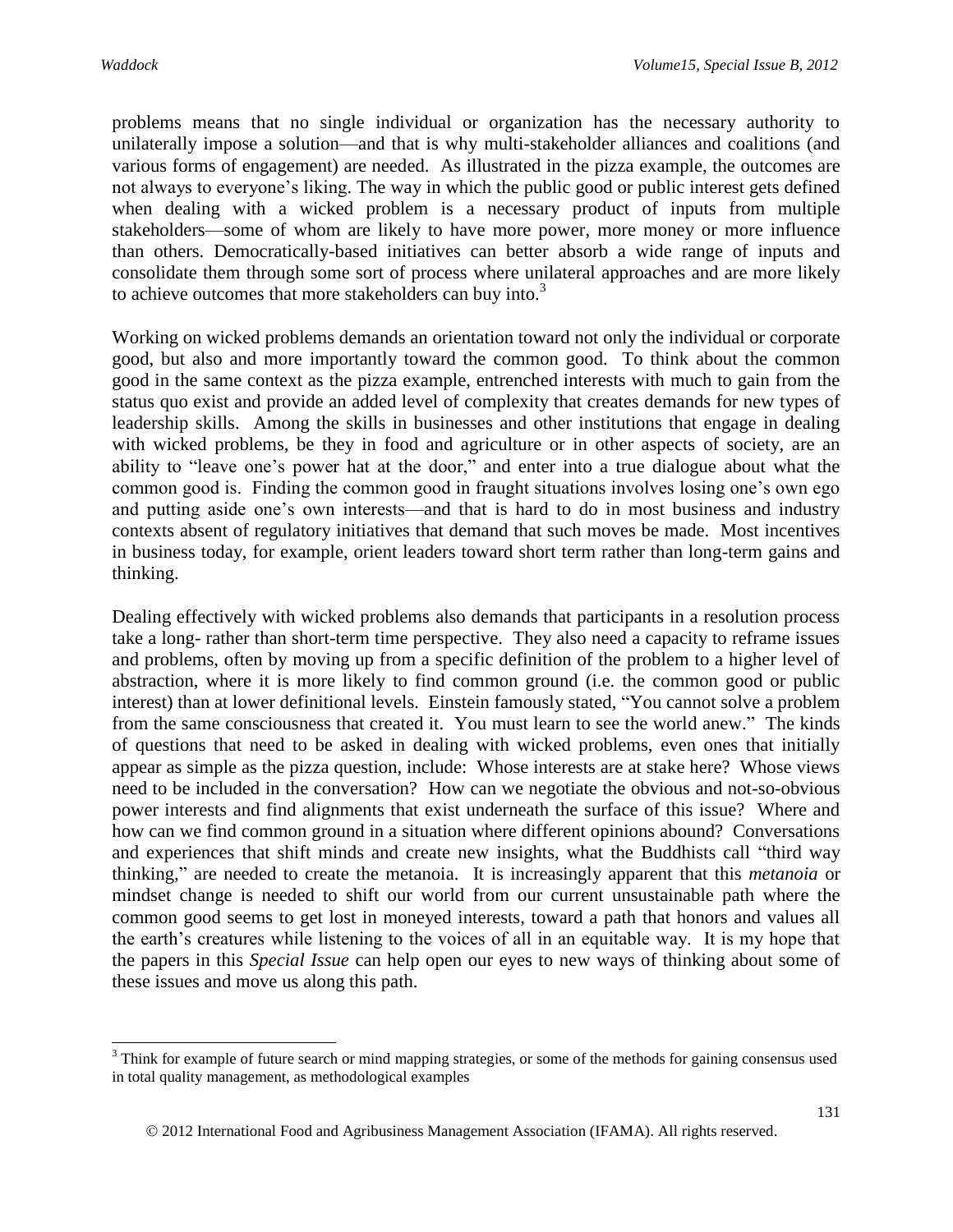problems means that no single individual or organization has the necessary authority to unilaterally impose a solution—and that is why multi-stakeholder alliances and coalitions (and various forms of engagement) are needed. As illustrated in the pizza example, the outcomes are not always to everyone's liking. The way in which the public good or public interest gets defined when dealing with a wicked problem is a necessary product of inputs from multiple stakeholders—some of whom are likely to have more power, more money or more influence than others. Democratically-based initiatives can better absorb a wide range of inputs and consolidate them through some sort of process where unilateral approaches and are more likely to achieve outcomes that more stakeholders can buy into.[3]

Working on wicked problems demands an orientation toward not only the individual or corporate good, but also and more importantly toward the common good. To think about the common good in the same context as the pizza example, entrenched interests with much to gain from the status quo exist and provide an added level of complexity that creates demands for new types of leadership skills. Among the skills in businesses and other institutions that engage in dealing with wicked problems, be they in food and agriculture or in other aspects of society, are an ability to "leave one's power hat at the door," and enter into a true dialogue about what the common good is. Finding the common good in fraught situations involves losing one's own ego and putting aside one's own interests—and that is hard to do in most business and industry contexts absent of regulatory initiatives that demand that such moves be made. Most incentives in business today, for example, orient leaders toward short term rather than long-term gains and thinking.

Dealing effectively with wicked problems also demands that participants in a resolution process take a long- rather than short-term time perspective. They also need a capacity to reframe issues and problems, often by moving up from a specific definition of the problem to a higher level of abstraction, where it is more likely to find common ground (i.e. the common good or public interest) than at lower definitional levels. Einstein famously stated, "You cannot solve a problem from the same consciousness that created it. You must learn to see the world anew." The kinds of questions that need to be asked in dealing with wicked problems, even ones that initially appear as simple as the pizza question, include: Whose interests are at stake here? Whose views need to be included in the conversation? How can we negotiate the obvious and not-so-obvious power interests and find alignments that exist underneath the surface of this issue? Where and how can we find common ground in a situation where different opinions abound? Conversations and experiences that shift minds and create new insights, what the Buddhists call "third way thinking," are needed to create the metanoia. It is increasingly apparent that this *metanoia* or mindset change is needed to shift our world from our current unsustainable path where the common good seems to get lost in moneyed interests, toward a path that honors and values all the earth's creatures while listening to the voices of all in an equitable way. It is my hope that the papers in this *Special Issue* can help open our eyes to new ways of thinking about some of these issues and move us along this path.

---

[3] Think for example of future search or mind mapping strategies, or some of the methods for gaining consensus used in total quality management, as methodological examples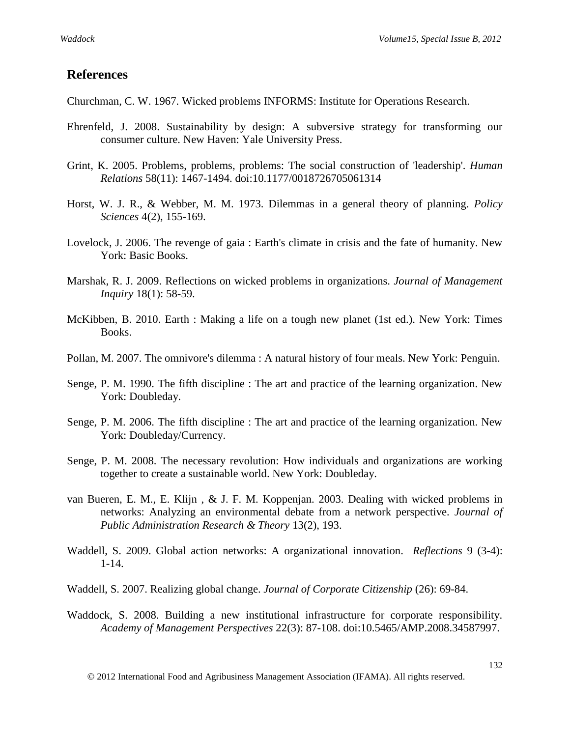## References

Churchman, C. W. 1967. Wicked problems INFORMS: Institute for Operations Research.

Ehrenfeld, J. 2008. Sustainability by design: A subversive strategy for transforming our consumer culture. New Haven: Yale University Press.

Grint, K. 2005. Problems, problems, problems: The social construction of 'leadership'. *Human Relations* 58(11): 1467-1494. doi:10.1177/0018726705061314

Horst, W. J. R., & Webber, M. M. 1973. Dilemmas in a general theory of planning. *Policy Sciences* 4(2), 155-169.

Lovelock, J. 2006. The revenge of gaia : Earth's climate in crisis and the fate of humanity. New York: Basic Books.

Marshak, R. J. 2009. Reflections on wicked problems in organizations. *Journal of Management Inquiry* 18(1): 58-59.

McKibben, B. 2010. Earth : Making a life on a tough new planet (1st ed.). New York: Times Books.

Pollan, M. 2007. The omnivore's dilemma : A natural history of four meals. New York: Penguin.

Senge, P. M. 1990. The fifth discipline : The art and practice of the learning organization. New York: Doubleday.

Senge, P. M. 2006. The fifth discipline : The art and practice of the learning organization. New York: Doubleday/Currency.

Senge, P. M. 2008. The necessary revolution: How individuals and organizations are working together to create a sustainable world. New York: Doubleday.

van Bueren, E. M., E. Klijn , & J. F. M. Koppenjan. 2003. Dealing with wicked problems in networks: Analyzing an environmental debate from a network perspective. *Journal of Public Administration Research & Theory* 13(2), 193.

Waddell, S. 2009. Global action networks: A organizational innovation. *Reflections* 9 (3-4): 1-14.

Waddell, S. 2007. Realizing global change. *Journal of Corporate Citizenship* (26): 69-84.

Waddock, S. 2008. Building a new institutional infrastructure for corporate responsibility. *Academy of Management Perspectives* 22(3): 87-108. doi:10.5465/AMP.2008.34587997.